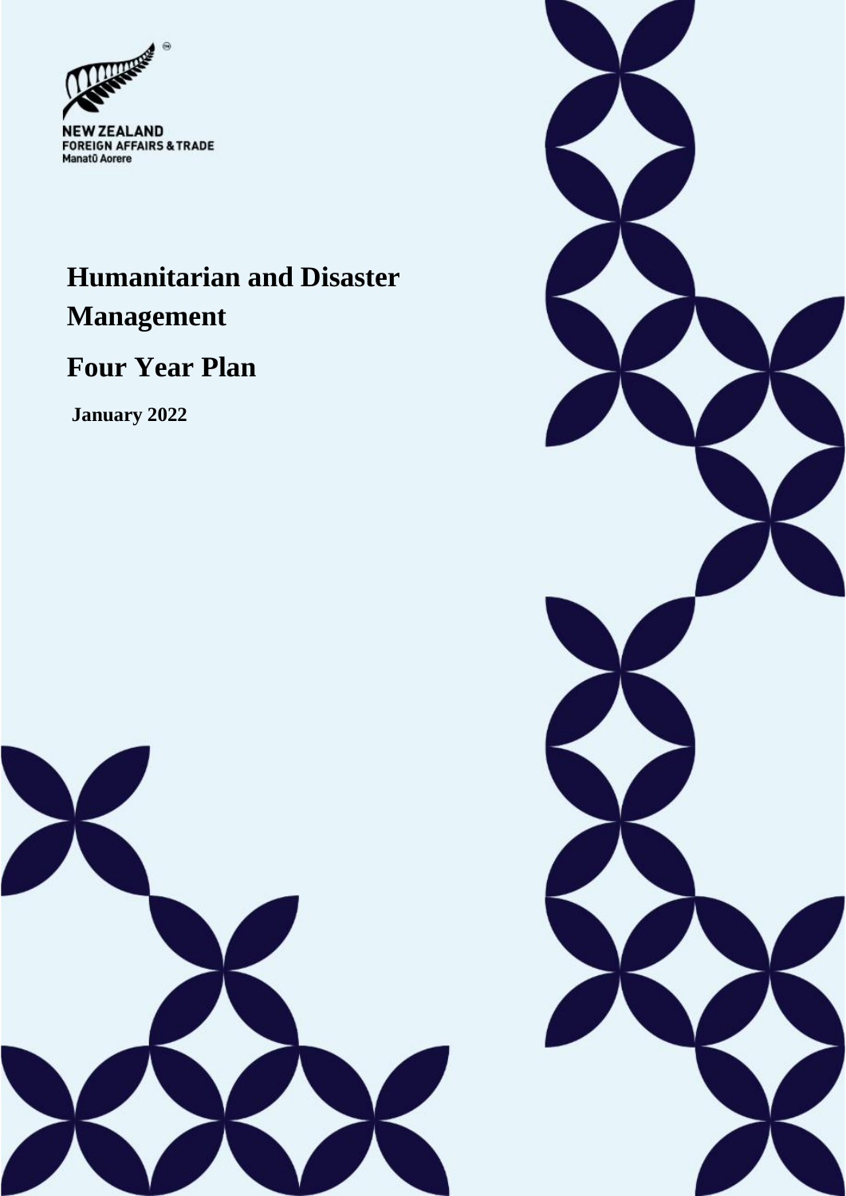NEW ZEALAND
FOREIGN AFFAIRS & TRADE
Manatū Aorere

# Humanitarian and Disaster Management

# Four Year Plan

**January 2022**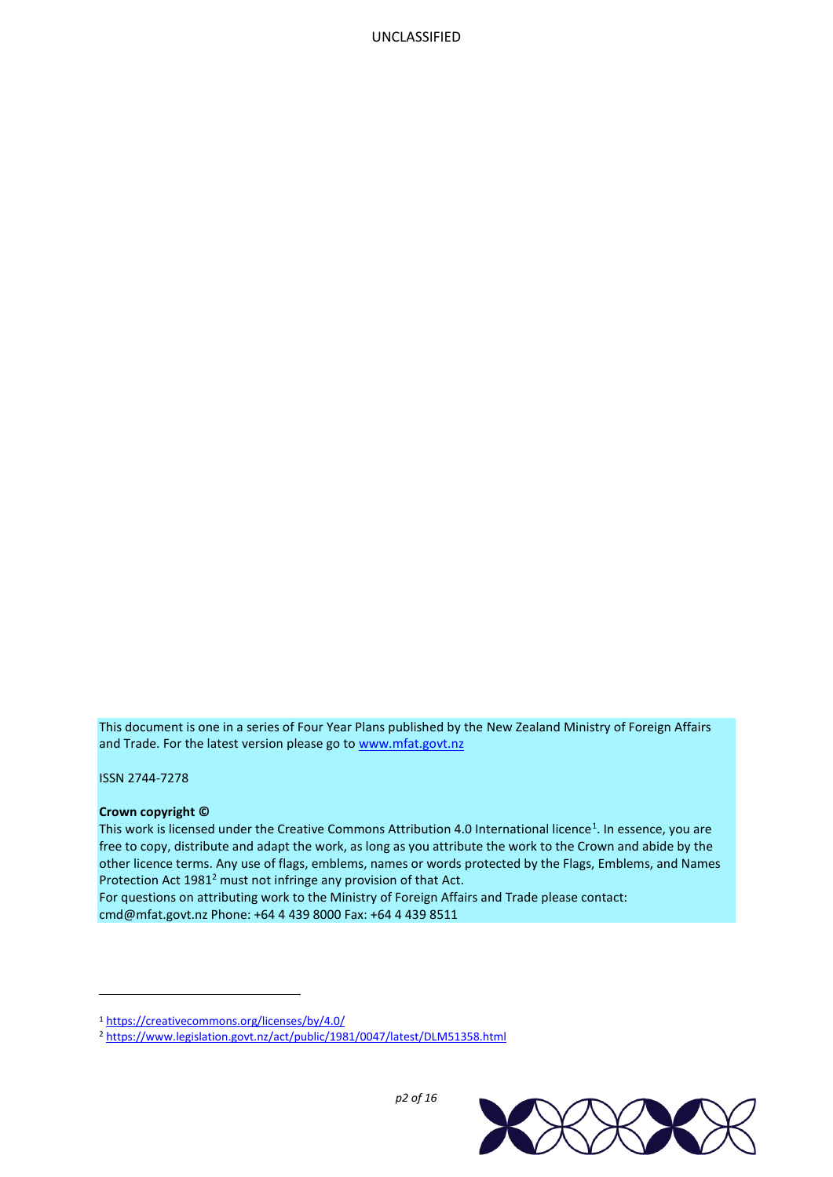This document is one in a series of Four Year Plans published by the New Zealand Ministry of Foreign Affairs and Trade. For the latest version please go to www.mfat.govt.nz

ISSN 2744-7278

**Crown copyright ©**

This work is licensed under the Creative Commons Attribution 4.0 International licence[1]. In essence, you are free to copy, distribute and adapt the work, as long as you attribute the work to the Crown and abide by the other licence terms. Any use of flags, emblems, names or words protected by the Flags, Emblems, and Names Protection Act 1981[2] must not infringe any provision of that Act.

For questions on attributing work to the Ministry of Foreign Affairs and Trade please contact: cmd@mfat.govt.nz Phone: +64 4 439 8000 Fax: +64 4 439 8511

[1] https://creativecommons.org/licenses/by/4.0/

[2] https://www.legislation.govt.nz/act/public/1981/0047/latest/DLM51358.html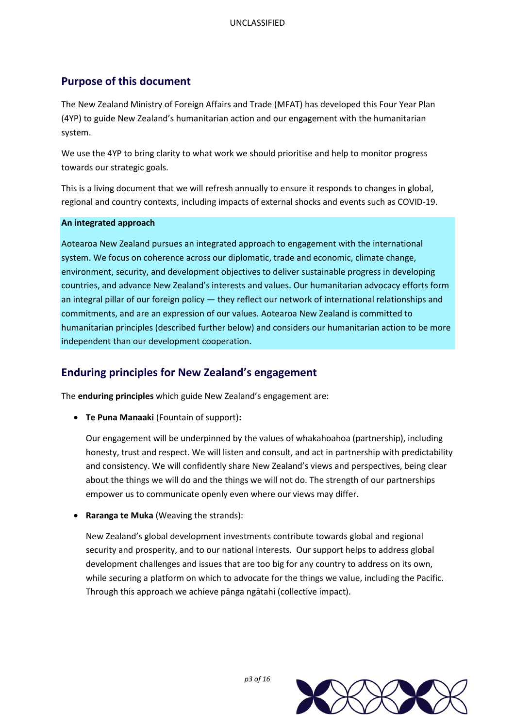## Purpose of this document

The New Zealand Ministry of Foreign Affairs and Trade (MFAT) has developed this Four Year Plan (4YP) to guide New Zealand's humanitarian action and our engagement with the humanitarian system.

We use the 4YP to bring clarity to what work we should prioritise and help to monitor progress towards our strategic goals.

This is a living document that we will refresh annually to ensure it responds to changes in global, regional and country contexts, including impacts of external shocks and events such as COVID-19.

**An integrated approach**

Aotearoa New Zealand pursues an integrated approach to engagement with the international system. We focus on coherence across our diplomatic, trade and economic, climate change, environment, security, and development objectives to deliver sustainable progress in developing countries, and advance New Zealand's interests and values. Our humanitarian advocacy efforts form an integral pillar of our foreign policy — they reflect our network of international relationships and commitments, and are an expression of our values. Aotearoa New Zealand is committed to humanitarian principles (described further below) and considers our humanitarian action to be more independent than our development cooperation.

## Enduring principles for New Zealand's engagement

The **enduring principles** which guide New Zealand's engagement are:

- **Te Puna Manaaki** (Fountain of support)**:**

  Our engagement will be underpinned by the values of whakahoahoa (partnership), including honesty, trust and respect. We will listen and consult, and act in partnership with predictability and consistency. We will confidently share New Zealand's views and perspectives, being clear about the things we will do and the things we will not do. The strength of our partnerships empower us to communicate openly even where our views may differ.

- **Raranga te Muka** (Weaving the strands):

  New Zealand's global development investments contribute towards global and regional security and prosperity, and to our national interests. Our support helps to address global development challenges and issues that are too big for any country to address on its own, while securing a platform on which to advocate for the things we value, including the Pacific. Through this approach we achieve pānga ngātahi (collective impact).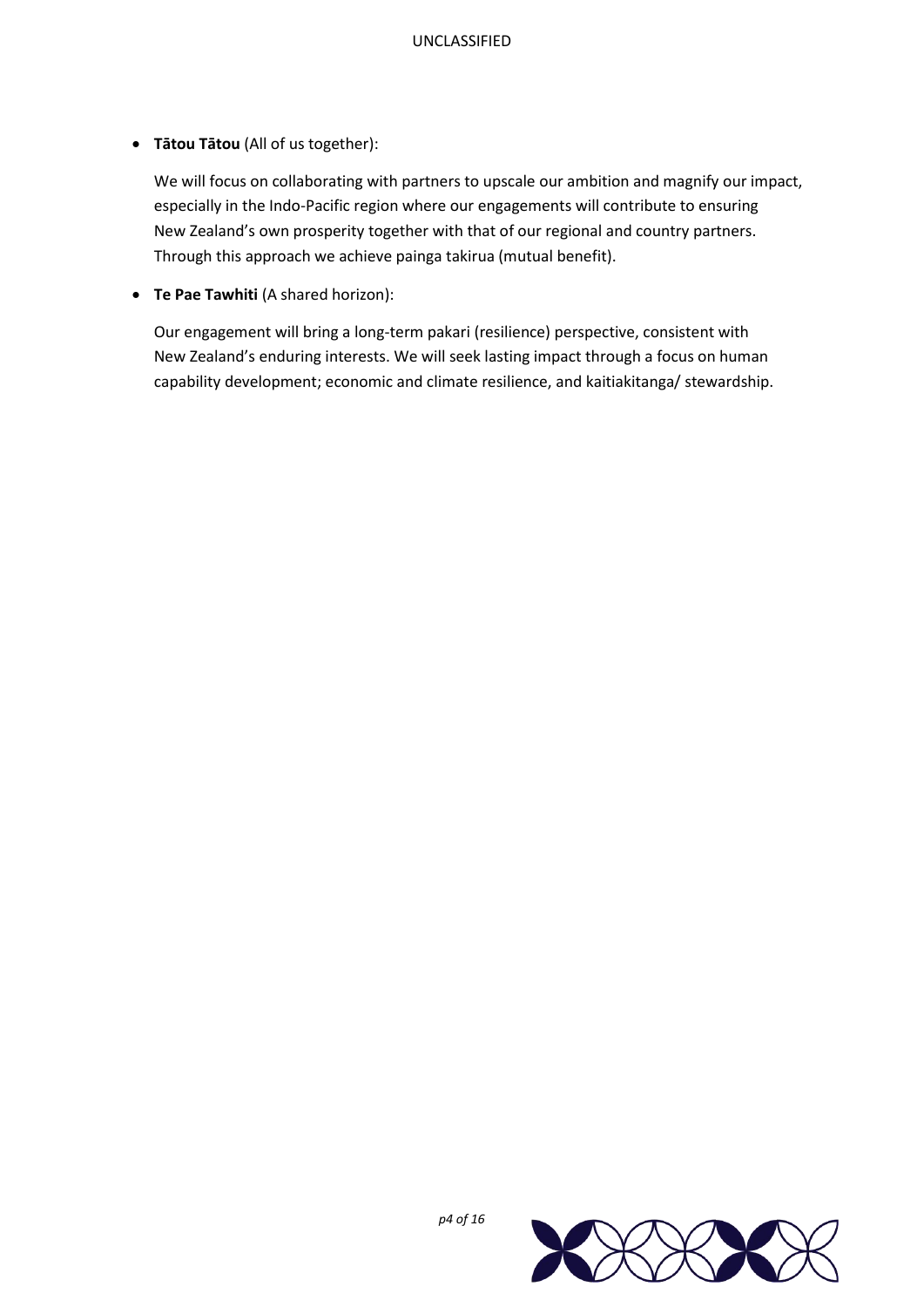- **Tātou Tātou** (All of us together):

  We will focus on collaborating with partners to upscale our ambition and magnify our impact, especially in the Indo-Pacific region where our engagements will contribute to ensuring New Zealand's own prosperity together with that of our regional and country partners. Through this approach we achieve painga takirua (mutual benefit).

- **Te Pae Tawhiti** (A shared horizon):

  Our engagement will bring a long-term pakari (resilience) perspective, consistent with New Zealand's enduring interests. We will seek lasting impact through a focus on human capability development; economic and climate resilience, and kaitiakitanga/ stewardship.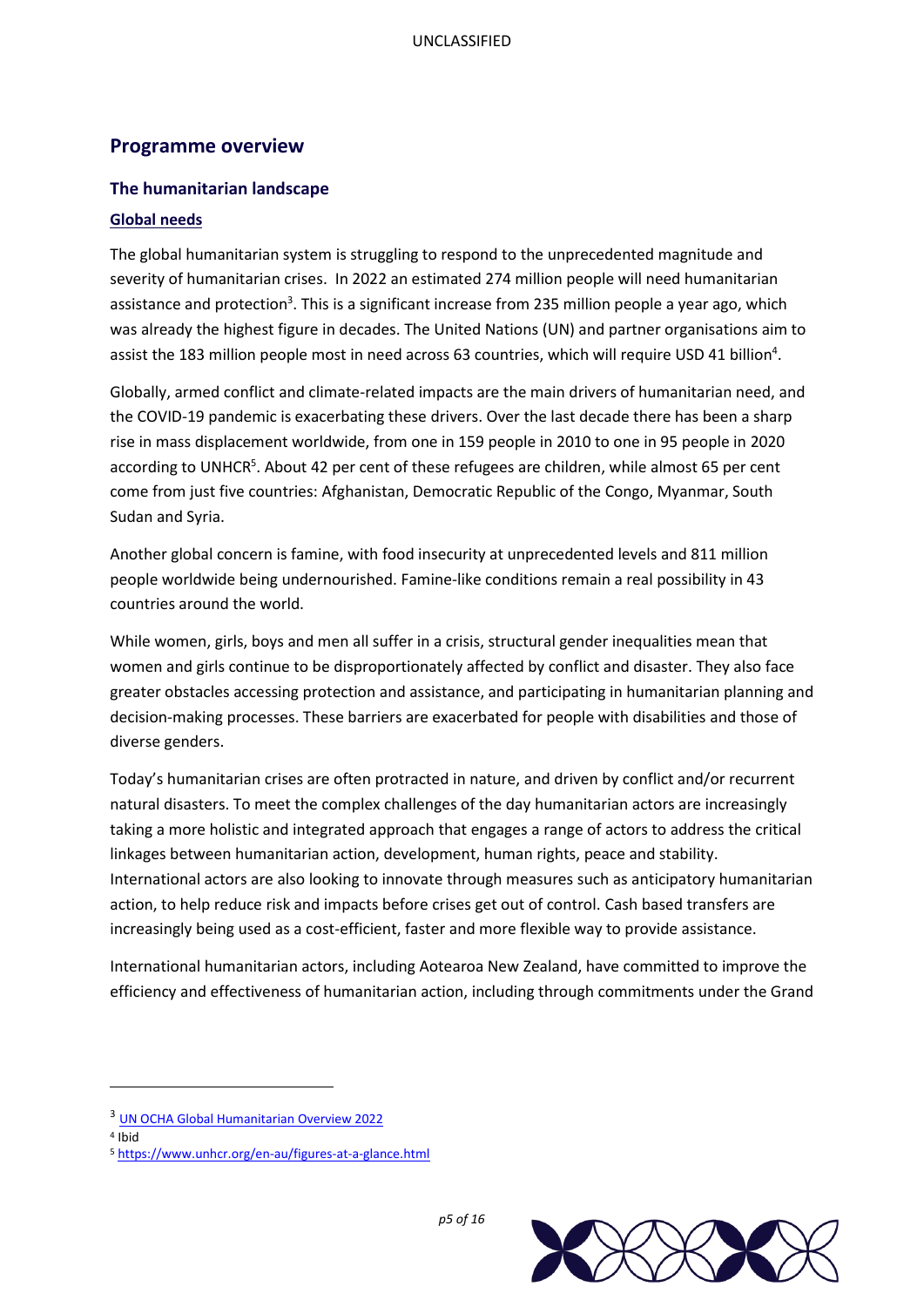## Programme overview

### The humanitarian landscape

#### Global needs

The global humanitarian system is struggling to respond to the unprecedented magnitude and severity of humanitarian crises. In 2022 an estimated 274 million people will need humanitarian assistance and protection[3]. This is a significant increase from 235 million people a year ago, which was already the highest figure in decades. The United Nations (UN) and partner organisations aim to assist the 183 million people most in need across 63 countries, which will require USD 41 billion[4].

Globally, armed conflict and climate-related impacts are the main drivers of humanitarian need, and the COVID-19 pandemic is exacerbating these drivers. Over the last decade there has been a sharp rise in mass displacement worldwide, from one in 159 people in 2010 to one in 95 people in 2020 according to UNHCR[5]. About 42 per cent of these refugees are children, while almost 65 per cent come from just five countries: Afghanistan, Democratic Republic of the Congo, Myanmar, South Sudan and Syria.

Another global concern is famine, with food insecurity at unprecedented levels and 811 million people worldwide being undernourished. Famine-like conditions remain a real possibility in 43 countries around the world.

While women, girls, boys and men all suffer in a crisis, structural gender inequalities mean that women and girls continue to be disproportionately affected by conflict and disaster. They also face greater obstacles accessing protection and assistance, and participating in humanitarian planning and decision-making processes. These barriers are exacerbated for people with disabilities and those of diverse genders.

Today's humanitarian crises are often protracted in nature, and driven by conflict and/or recurrent natural disasters. To meet the complex challenges of the day humanitarian actors are increasingly taking a more holistic and integrated approach that engages a range of actors to address the critical linkages between humanitarian action, development, human rights, peace and stability. International actors are also looking to innovate through measures such as anticipatory humanitarian action, to help reduce risk and impacts before crises get out of control. Cash based transfers are increasingly being used as a cost-efficient, faster and more flexible way to provide assistance.

International humanitarian actors, including Aotearoa New Zealand, have committed to improve the efficiency and effectiveness of humanitarian action, including through commitments under the Grand

---

[3] UN OCHA Global Humanitarian Overview 2022

[4] Ibid

[5] https://www.unhcr.org/en-au/figures-at-a-glance.html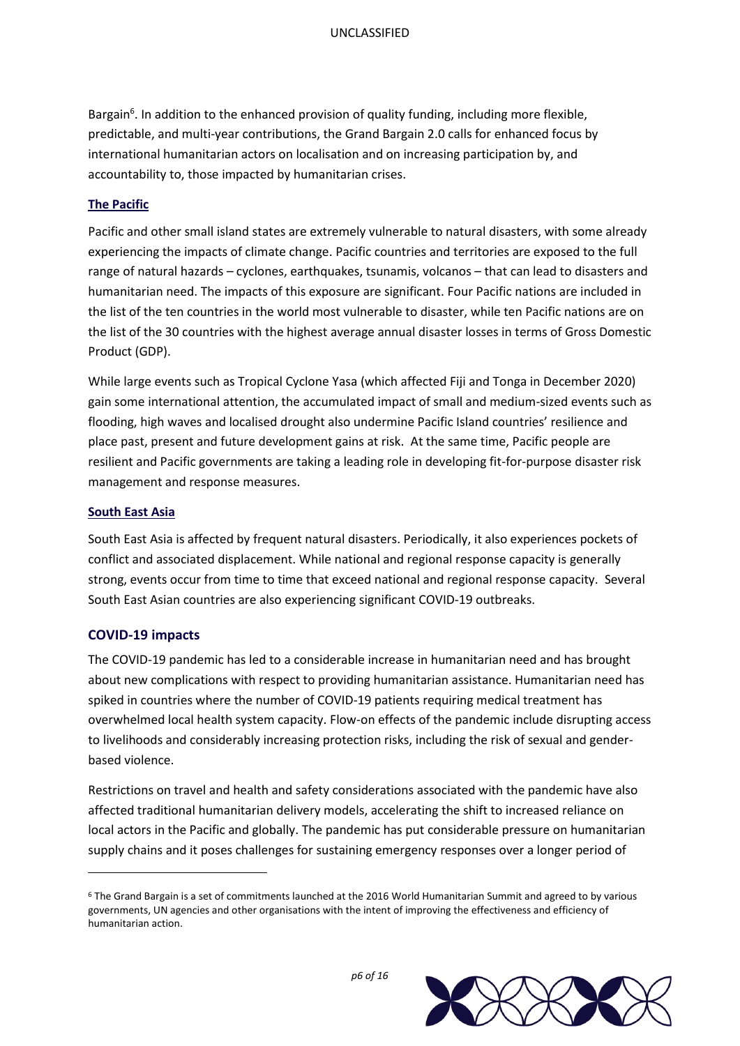Bargain[6]. In addition to the enhanced provision of quality funding, including more flexible, predictable, and multi-year contributions, the Grand Bargain 2.0 calls for enhanced focus by international humanitarian actors on localisation and on increasing participation by, and accountability to, those impacted by humanitarian crises.

### The Pacific

Pacific and other small island states are extremely vulnerable to natural disasters, with some already experiencing the impacts of climate change. Pacific countries and territories are exposed to the full range of natural hazards – cyclones, earthquakes, tsunamis, volcanos – that can lead to disasters and humanitarian need. The impacts of this exposure are significant. Four Pacific nations are included in the list of the ten countries in the world most vulnerable to disaster, while ten Pacific nations are on the list of the 30 countries with the highest average annual disaster losses in terms of Gross Domestic Product (GDP).

While large events such as Tropical Cyclone Yasa (which affected Fiji and Tonga in December 2020) gain some international attention, the accumulated impact of small and medium-sized events such as flooding, high waves and localised drought also undermine Pacific Island countries' resilience and place past, present and future development gains at risk. At the same time, Pacific people are resilient and Pacific governments are taking a leading role in developing fit-for-purpose disaster risk management and response measures.

### South East Asia

South East Asia is affected by frequent natural disasters. Periodically, it also experiences pockets of conflict and associated displacement. While national and regional response capacity is generally strong, events occur from time to time that exceed national and regional response capacity. Several South East Asian countries are also experiencing significant COVID-19 outbreaks.

## COVID-19 impacts

The COVID-19 pandemic has led to a considerable increase in humanitarian need and has brought about new complications with respect to providing humanitarian assistance. Humanitarian need has spiked in countries where the number of COVID-19 patients requiring medical treatment has overwhelmed local health system capacity. Flow-on effects of the pandemic include disrupting access to livelihoods and considerably increasing protection risks, including the risk of sexual and gender-based violence.

Restrictions on travel and health and safety considerations associated with the pandemic have also affected traditional humanitarian delivery models, accelerating the shift to increased reliance on local actors in the Pacific and globally. The pandemic has put considerable pressure on humanitarian supply chains and it poses challenges for sustaining emergency responses over a longer period of

---

[6] The Grand Bargain is a set of commitments launched at the 2016 World Humanitarian Summit and agreed to by various governments, UN agencies and other organisations with the intent of improving the effectiveness and efficiency of humanitarian action.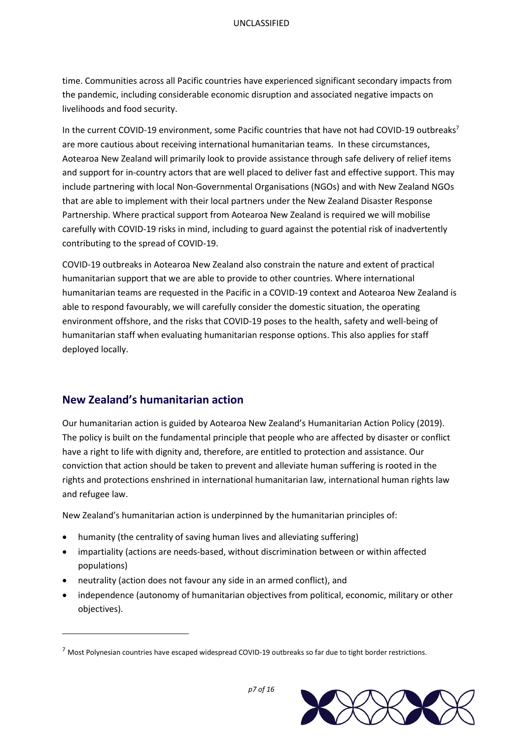time. Communities across all Pacific countries have experienced significant secondary impacts from the pandemic, including considerable economic disruption and associated negative impacts on livelihoods and food security.

In the current COVID-19 environment, some Pacific countries that have not had COVID-19 outbreaks[7] are more cautious about receiving international humanitarian teams. In these circumstances, Aotearoa New Zealand will primarily look to provide assistance through safe delivery of relief items and support for in-country actors that are well placed to deliver fast and effective support. This may include partnering with local Non-Governmental Organisations (NGOs) and with New Zealand NGOs that are able to implement with their local partners under the New Zealand Disaster Response Partnership. Where practical support from Aotearoa New Zealand is required we will mobilise carefully with COVID-19 risks in mind, including to guard against the potential risk of inadvertently contributing to the spread of COVID-19.

COVID-19 outbreaks in Aotearoa New Zealand also constrain the nature and extent of practical humanitarian support that we are able to provide to other countries. Where international humanitarian teams are requested in the Pacific in a COVID-19 context and Aotearoa New Zealand is able to respond favourably, we will carefully consider the domestic situation, the operating environment offshore, and the risks that COVID-19 poses to the health, safety and well-being of humanitarian staff when evaluating humanitarian response options. This also applies for staff deployed locally.

## New Zealand's humanitarian action

Our humanitarian action is guided by Aotearoa New Zealand's Humanitarian Action Policy (2019). The policy is built on the fundamental principle that people who are affected by disaster or conflict have a right to life with dignity and, therefore, are entitled to protection and assistance. Our conviction that action should be taken to prevent and alleviate human suffering is rooted in the rights and protections enshrined in international humanitarian law, international human rights law and refugee law.

New Zealand's humanitarian action is underpinned by the humanitarian principles of:

- humanity (the centrality of saving human lives and alleviating suffering)
- impartiality (actions are needs-based, without discrimination between or within affected populations)
- neutrality (action does not favour any side in an armed conflict), and
- independence (autonomy of humanitarian objectives from political, economic, military or other objectives).

[7] Most Polynesian countries have escaped widespread COVID-19 outbreaks so far due to tight border restrictions.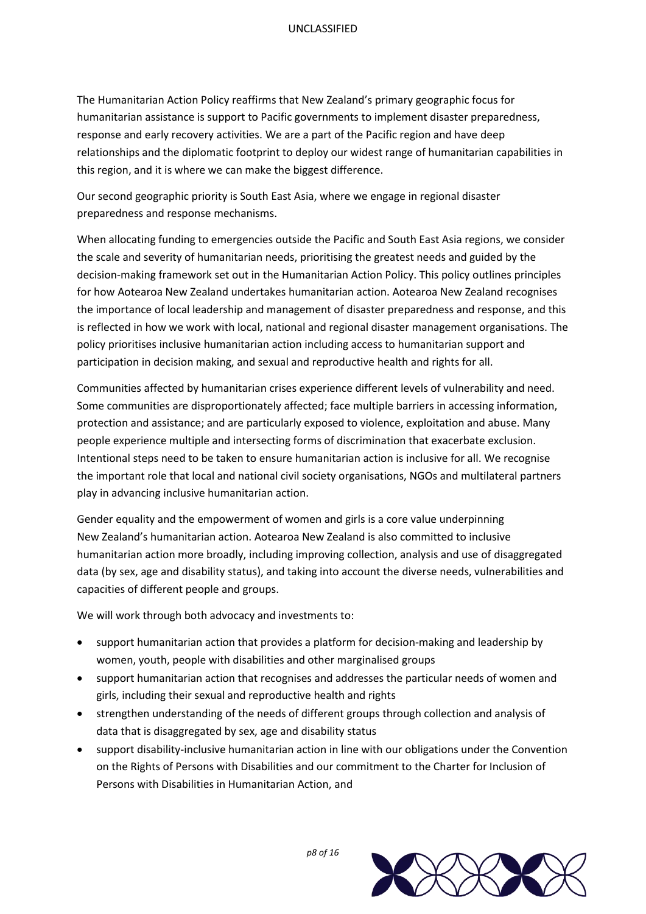The Humanitarian Action Policy reaffirms that New Zealand's primary geographic focus for humanitarian assistance is support to Pacific governments to implement disaster preparedness, response and early recovery activities. We are a part of the Pacific region and have deep relationships and the diplomatic footprint to deploy our widest range of humanitarian capabilities in this region, and it is where we can make the biggest difference.

Our second geographic priority is South East Asia, where we engage in regional disaster preparedness and response mechanisms.

When allocating funding to emergencies outside the Pacific and South East Asia regions, we consider the scale and severity of humanitarian needs, prioritising the greatest needs and guided by the decision-making framework set out in the Humanitarian Action Policy. This policy outlines principles for how Aotearoa New Zealand undertakes humanitarian action. Aotearoa New Zealand recognises the importance of local leadership and management of disaster preparedness and response, and this is reflected in how we work with local, national and regional disaster management organisations. The policy prioritises inclusive humanitarian action including access to humanitarian support and participation in decision making, and sexual and reproductive health and rights for all.

Communities affected by humanitarian crises experience different levels of vulnerability and need. Some communities are disproportionately affected; face multiple barriers in accessing information, protection and assistance; and are particularly exposed to violence, exploitation and abuse. Many people experience multiple and intersecting forms of discrimination that exacerbate exclusion. Intentional steps need to be taken to ensure humanitarian action is inclusive for all. We recognise the important role that local and national civil society organisations, NGOs and multilateral partners play in advancing inclusive humanitarian action.

Gender equality and the empowerment of women and girls is a core value underpinning New Zealand's humanitarian action. Aotearoa New Zealand is also committed to inclusive humanitarian action more broadly, including improving collection, analysis and use of disaggregated data (by sex, age and disability status), and taking into account the diverse needs, vulnerabilities and capacities of different people and groups.

We will work through both advocacy and investments to:

- support humanitarian action that provides a platform for decision-making and leadership by women, youth, people with disabilities and other marginalised groups
- support humanitarian action that recognises and addresses the particular needs of women and girls, including their sexual and reproductive health and rights
- strengthen understanding of the needs of different groups through collection and analysis of data that is disaggregated by sex, age and disability status
- support disability-inclusive humanitarian action in line with our obligations under the Convention on the Rights of Persons with Disabilities and our commitment to the Charter for Inclusion of Persons with Disabilities in Humanitarian Action, and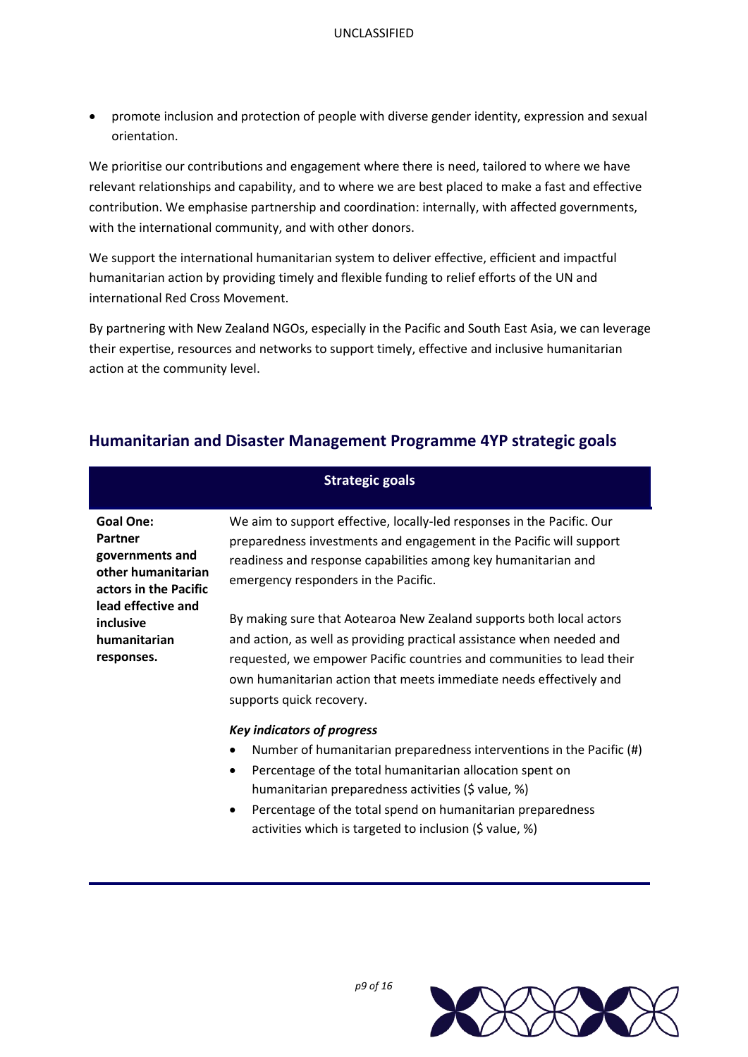- promote inclusion and protection of people with diverse gender identity, expression and sexual orientation.

We prioritise our contributions and engagement where there is need, tailored to where we have relevant relationships and capability, and to where we are best placed to make a fast and effective contribution. We emphasise partnership and coordination: internally, with affected governments, with the international community, and with other donors.

We support the international humanitarian system to deliver effective, efficient and impactful humanitarian action by providing timely and flexible funding to relief efforts of the UN and international Red Cross Movement.

By partnering with New Zealand NGOs, especially in the Pacific and South East Asia, we can leverage their expertise, resources and networks to support timely, effective and inclusive humanitarian action at the community level.

## Humanitarian and Disaster Management Programme 4YP strategic goals

| Strategic goals | |
|---|---|
| **Goal One: Partner governments and other humanitarian actors in the Pacific lead effective and inclusive humanitarian responses.** | We aim to support effective, locally-led responses in the Pacific. Our preparedness investments and engagement in the Pacific will support readiness and response capabilities among key humanitarian and emergency responders in the Pacific.<br><br>By making sure that Aotearoa New Zealand supports both local actors and action, as well as providing practical assistance when needed and requested, we empower Pacific countries and communities to lead their own humanitarian action that meets immediate needs effectively and supports quick recovery.<br><br>***Key indicators of progress***<br>• Number of humanitarian preparedness interventions in the Pacific (#)<br>• Percentage of the total humanitarian allocation spent on humanitarian preparedness activities ($ value, %)<br>• Percentage of the total spend on humanitarian preparedness activities which is targeted to inclusion ($ value, %) |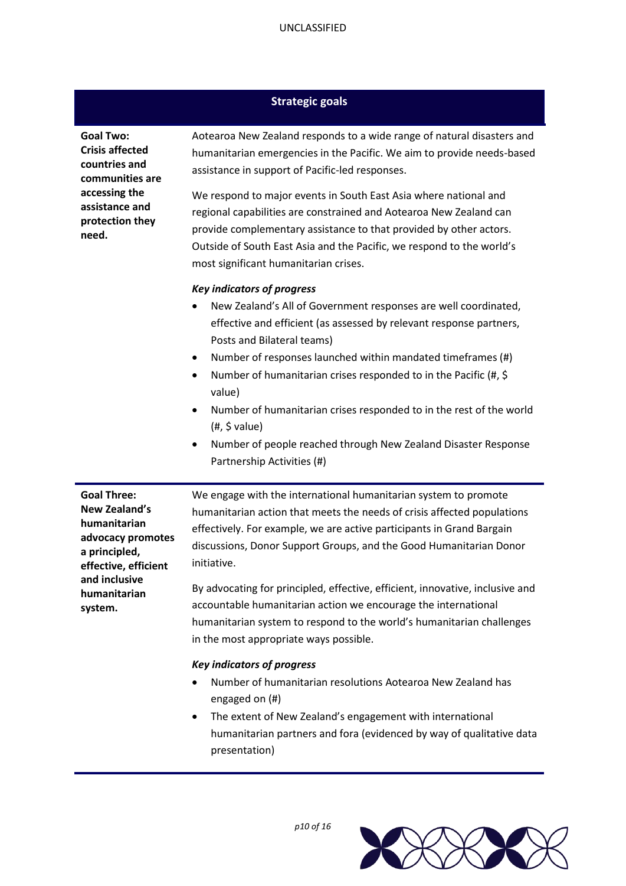## Strategic goals

**Goal Two: Crisis affected countries and communities are accessing the assistance and protection they need.**

Aotearoa New Zealand responds to a wide range of natural disasters and humanitarian emergencies in the Pacific. We aim to provide needs-based assistance in support of Pacific-led responses.

We respond to major events in South East Asia where national and regional capabilities are constrained and Aotearoa New Zealand can provide complementary assistance to that provided by other actors. Outside of South East Asia and the Pacific, we respond to the world's most significant humanitarian crises.

***Key indicators of progress***

- New Zealand's All of Government responses are well coordinated, effective and efficient (as assessed by relevant response partners, Posts and Bilateral teams)
- Number of responses launched within mandated timeframes (#)
- Number of humanitarian crises responded to in the Pacific (#, $ value)
- Number of humanitarian crises responded to in the rest of the world (#, $ value)
- Number of people reached through New Zealand Disaster Response Partnership Activities (#)

**Goal Three: New Zealand's humanitarian advocacy promotes a principled, effective, efficient and inclusive humanitarian system.**

We engage with the international humanitarian system to promote humanitarian action that meets the needs of crisis affected populations effectively. For example, we are active participants in Grand Bargain discussions, Donor Support Groups, and the Good Humanitarian Donor initiative.

By advocating for principled, effective, efficient, innovative, inclusive and accountable humanitarian action we encourage the international humanitarian system to respond to the world's humanitarian challenges in the most appropriate ways possible.

***Key indicators of progress***

- Number of humanitarian resolutions Aotearoa New Zealand has engaged on (#)
- The extent of New Zealand's engagement with international humanitarian partners and fora (evidenced by way of qualitative data presentation)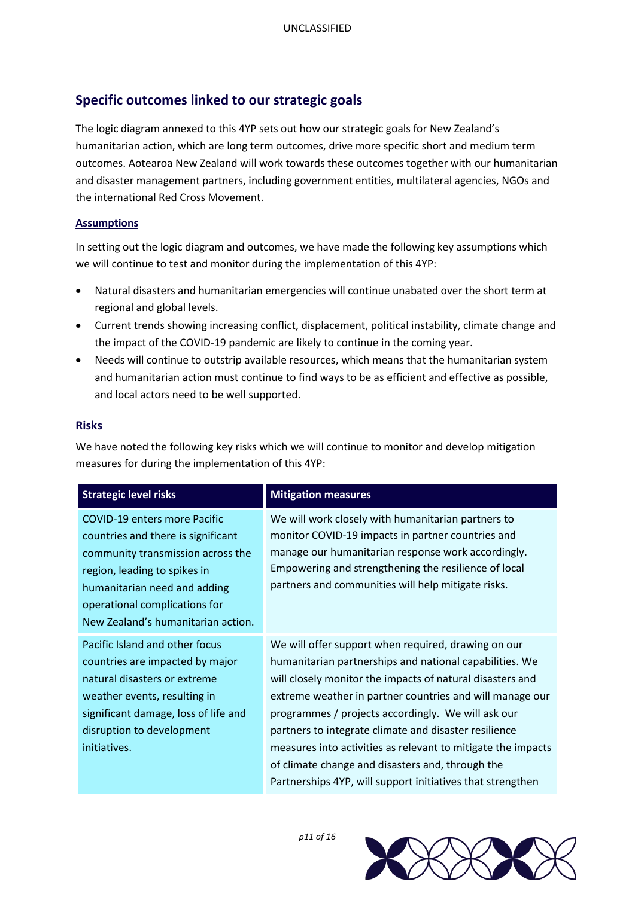## Specific outcomes linked to our strategic goals

The logic diagram annexed to this 4YP sets out how our strategic goals for New Zealand's humanitarian action, which are long term outcomes, drive more specific short and medium term outcomes. Aotearoa New Zealand will work towards these outcomes together with our humanitarian and disaster management partners, including government entities, multilateral agencies, NGOs and the international Red Cross Movement.

### Assumptions

In setting out the logic diagram and outcomes, we have made the following key assumptions which we will continue to test and monitor during the implementation of this 4YP:

- Natural disasters and humanitarian emergencies will continue unabated over the short term at regional and global levels.
- Current trends showing increasing conflict, displacement, political instability, climate change and the impact of the COVID-19 pandemic are likely to continue in the coming year.
- Needs will continue to outstrip available resources, which means that the humanitarian system and humanitarian action must continue to find ways to be as efficient and effective as possible, and local actors need to be well supported.

### Risks

We have noted the following key risks which we will continue to monitor and develop mitigation measures for during the implementation of this 4YP:

| Strategic level risks | Mitigation measures |
|---|---|
| COVID-19 enters more Pacific countries and there is significant community transmission across the region, leading to spikes in humanitarian need and adding operational complications for New Zealand's humanitarian action. | We will work closely with humanitarian partners to monitor COVID-19 impacts in partner countries and manage our humanitarian response work accordingly. Empowering and strengthening the resilience of local partners and communities will help mitigate risks. |
| Pacific Island and other focus countries are impacted by major natural disasters or extreme weather events, resulting in significant damage, loss of life and disruption to development initiatives. | We will offer support when required, drawing on our humanitarian partnerships and national capabilities. We will closely monitor the impacts of natural disasters and extreme weather in partner countries and will manage our programmes / projects accordingly. We will ask our partners to integrate climate and disaster resilience measures into activities as relevant to mitigate the impacts of climate change and disasters and, through the Partnerships 4YP, will support initiatives that strengthen |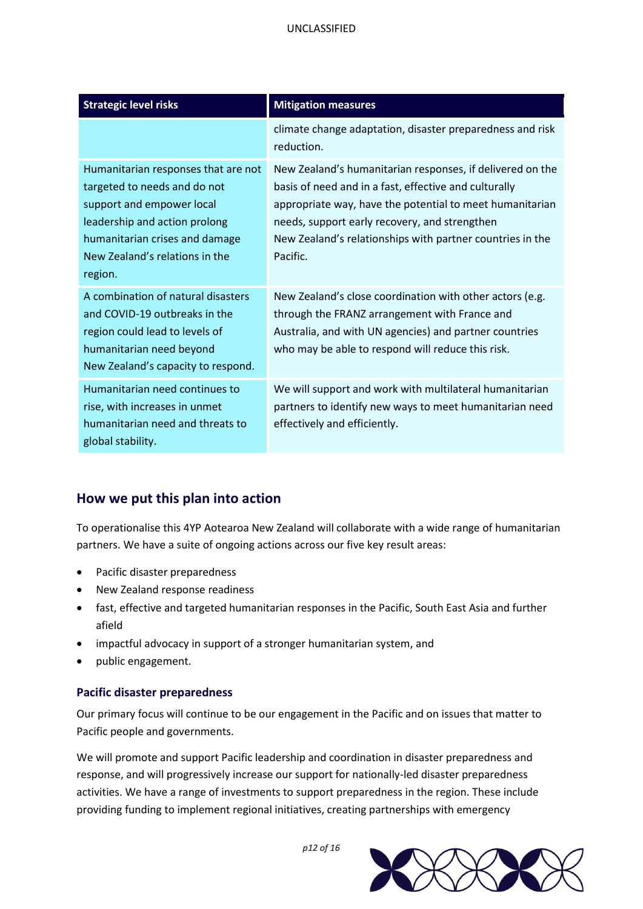| Strategic level risks | Mitigation measures |
| --- | --- |
| | climate change adaptation, disaster preparedness and risk reduction. |
| Humanitarian responses that are not targeted to needs and do not support and empower local leadership and action prolong humanitarian crises and damage New Zealand's relations in the region. | New Zealand's humanitarian responses, if delivered on the basis of need and in a fast, effective and culturally appropriate way, have the potential to meet humanitarian needs, support early recovery, and strengthen New Zealand's relationships with partner countries in the Pacific. |
| A combination of natural disasters and COVID-19 outbreaks in the region could lead to levels of humanitarian need beyond New Zealand's capacity to respond. | New Zealand's close coordination with other actors (e.g. through the FRANZ arrangement with France and Australia, and with UN agencies) and partner countries who may be able to respond will reduce this risk. |
| Humanitarian need continues to rise, with increases in unmet humanitarian need and threats to global stability. | We will support and work with multilateral humanitarian partners to identify new ways to meet humanitarian need effectively and efficiently. |

## How we put this plan into action

To operationalise this 4YP Aotearoa New Zealand will collaborate with a wide range of humanitarian partners. We have a suite of ongoing actions across our five key result areas:

- Pacific disaster preparedness
- New Zealand response readiness
- fast, effective and targeted humanitarian responses in the Pacific, South East Asia and further afield
- impactful advocacy in support of a stronger humanitarian system, and
- public engagement.

### Pacific disaster preparedness

Our primary focus will continue to be our engagement in the Pacific and on issues that matter to Pacific people and governments.

We will promote and support Pacific leadership and coordination in disaster preparedness and response, and will progressively increase our support for nationally-led disaster preparedness activities. We have a range of investments to support preparedness in the region. These include providing funding to implement regional initiatives, creating partnerships with emergency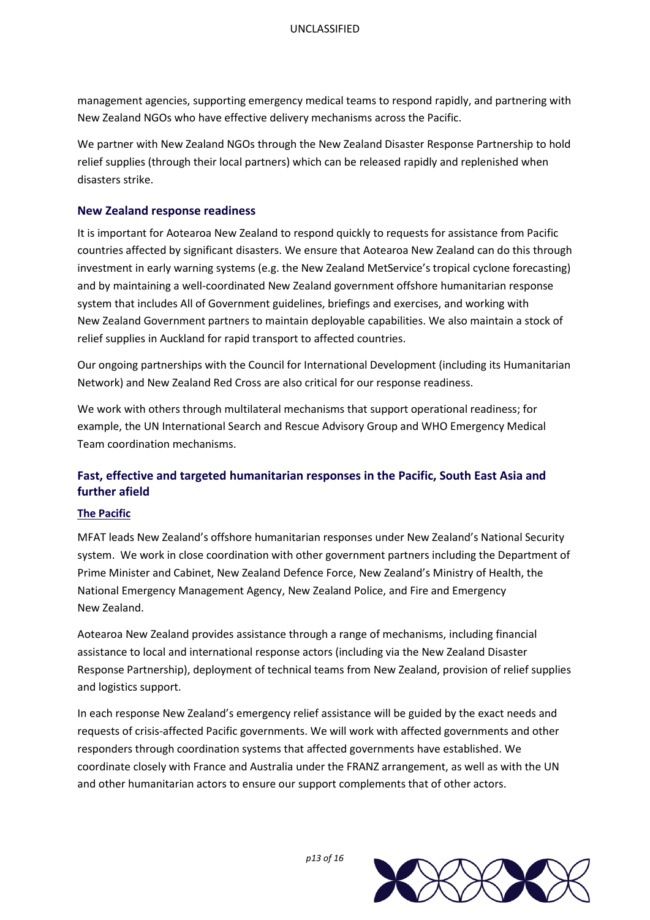management agencies, supporting emergency medical teams to respond rapidly, and partnering with New Zealand NGOs who have effective delivery mechanisms across the Pacific.

We partner with New Zealand NGOs through the New Zealand Disaster Response Partnership to hold relief supplies (through their local partners) which can be released rapidly and replenished when disasters strike.

### New Zealand response readiness

It is important for Aotearoa New Zealand to respond quickly to requests for assistance from Pacific countries affected by significant disasters. We ensure that Aotearoa New Zealand can do this through investment in early warning systems (e.g. the New Zealand MetService's tropical cyclone forecasting) and by maintaining a well-coordinated New Zealand government offshore humanitarian response system that includes All of Government guidelines, briefings and exercises, and working with New Zealand Government partners to maintain deployable capabilities. We also maintain a stock of relief supplies in Auckland for rapid transport to affected countries.

Our ongoing partnerships with the Council for International Development (including its Humanitarian Network) and New Zealand Red Cross are also critical for our response readiness.

We work with others through multilateral mechanisms that support operational readiness; for example, the UN International Search and Rescue Advisory Group and WHO Emergency Medical Team coordination mechanisms.

### Fast, effective and targeted humanitarian responses in the Pacific, South East Asia and further afield

#### The Pacific

MFAT leads New Zealand's offshore humanitarian responses under New Zealand's National Security system. We work in close coordination with other government partners including the Department of Prime Minister and Cabinet, New Zealand Defence Force, New Zealand's Ministry of Health, the National Emergency Management Agency, New Zealand Police, and Fire and Emergency New Zealand.

Aotearoa New Zealand provides assistance through a range of mechanisms, including financial assistance to local and international response actors (including via the New Zealand Disaster Response Partnership), deployment of technical teams from New Zealand, provision of relief supplies and logistics support.

In each response New Zealand's emergency relief assistance will be guided by the exact needs and requests of crisis-affected Pacific governments. We will work with affected governments and other responders through coordination systems that affected governments have established. We coordinate closely with France and Australia under the FRANZ arrangement, as well as with the UN and other humanitarian actors to ensure our support complements that of other actors.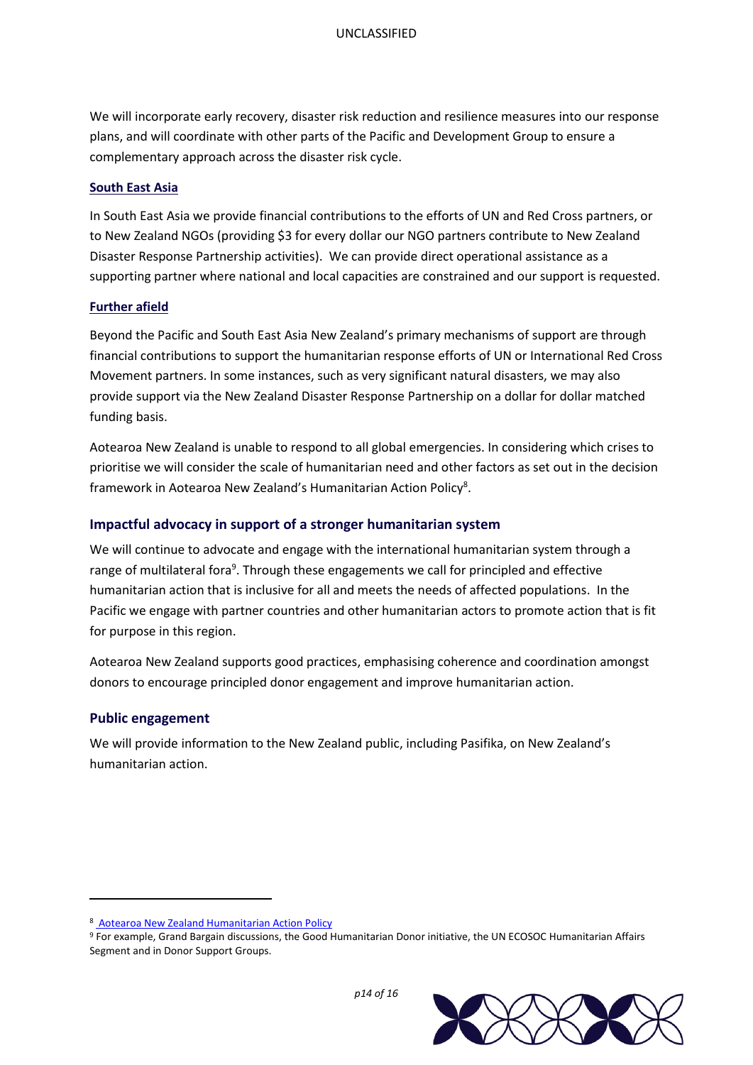We will incorporate early recovery, disaster risk reduction and resilience measures into our response plans, and will coordinate with other parts of the Pacific and Development Group to ensure a complementary approach across the disaster risk cycle.

### South East Asia

In South East Asia we provide financial contributions to the efforts of UN and Red Cross partners, or to New Zealand NGOs (providing $3 for every dollar our NGO partners contribute to New Zealand Disaster Response Partnership activities). We can provide direct operational assistance as a supporting partner where national and local capacities are constrained and our support is requested.

### Further afield

Beyond the Pacific and South East Asia New Zealand's primary mechanisms of support are through financial contributions to support the humanitarian response efforts of UN or International Red Cross Movement partners. In some instances, such as very significant natural disasters, we may also provide support via the New Zealand Disaster Response Partnership on a dollar for dollar matched funding basis.

Aotearoa New Zealand is unable to respond to all global emergencies. In considering which crises to prioritise we will consider the scale of humanitarian need and other factors as set out in the decision framework in Aotearoa New Zealand's Humanitarian Action Policy[8].

## Impactful advocacy in support of a stronger humanitarian system

We will continue to advocate and engage with the international humanitarian system through a range of multilateral fora[9]. Through these engagements we call for principled and effective humanitarian action that is inclusive for all and meets the needs of affected populations. In the Pacific we engage with partner countries and other humanitarian actors to promote action that is fit for purpose in this region.

Aotearoa New Zealand supports good practices, emphasising coherence and coordination amongst donors to encourage principled donor engagement and improve humanitarian action.

## Public engagement

We will provide information to the New Zealand public, including Pasifika, on New Zealand's humanitarian action.

---

[8] Aotearoa New Zealand Humanitarian Action Policy

[9] For example, Grand Bargain discussions, the Good Humanitarian Donor initiative, the UN ECOSOC Humanitarian Affairs Segment and in Donor Support Groups.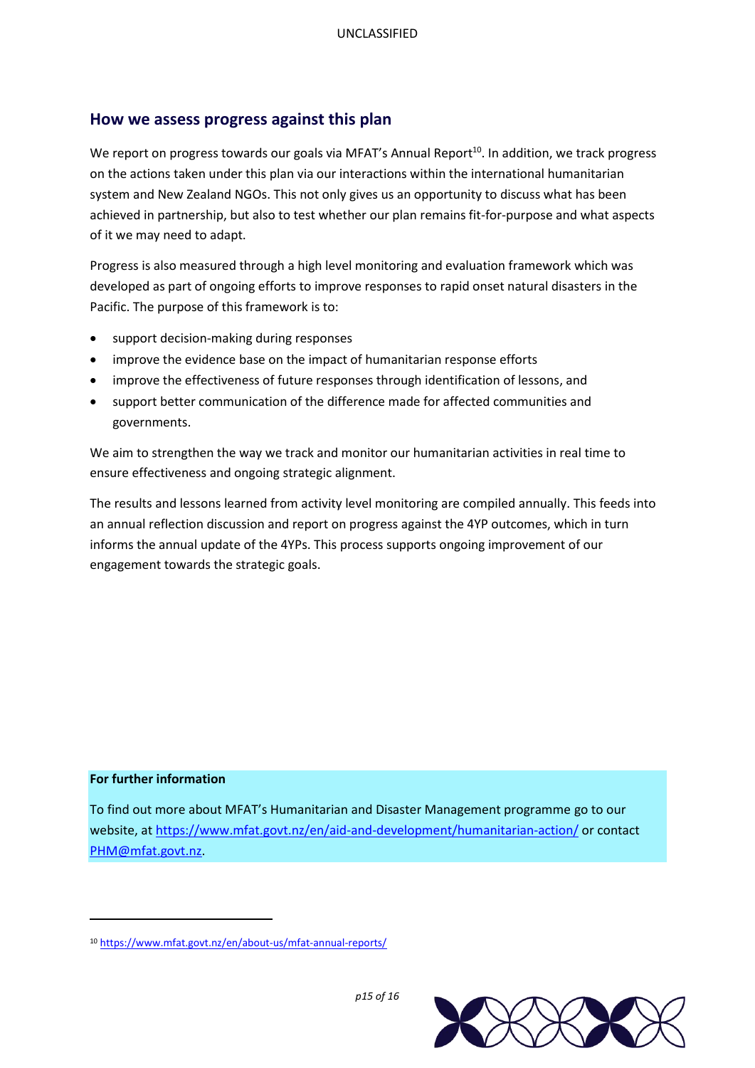## How we assess progress against this plan

We report on progress towards our goals via MFAT's Annual Report[10]. In addition, we track progress on the actions taken under this plan via our interactions within the international humanitarian system and New Zealand NGOs. This not only gives us an opportunity to discuss what has been achieved in partnership, but also to test whether our plan remains fit-for-purpose and what aspects of it we may need to adapt.

Progress is also measured through a high level monitoring and evaluation framework which was developed as part of ongoing efforts to improve responses to rapid onset natural disasters in the Pacific. The purpose of this framework is to:

- support decision-making during responses
- improve the evidence base on the impact of humanitarian response efforts
- improve the effectiveness of future responses through identification of lessons, and
- support better communication of the difference made for affected communities and governments.

We aim to strengthen the way we track and monitor our humanitarian activities in real time to ensure effectiveness and ongoing strategic alignment.

The results and lessons learned from activity level monitoring are compiled annually. This feeds into an annual reflection discussion and report on progress against the 4YP outcomes, which in turn informs the annual update of the 4YPs. This process supports ongoing improvement of our engagement towards the strategic goals.

**For further information**

To find out more about MFAT's Humanitarian and Disaster Management programme go to our website, at https://www.mfat.govt.nz/en/aid-and-development/humanitarian-action/ or contact PHM@mfat.govt.nz.

[10] https://www.mfat.govt.nz/en/about-us/mfat-annual-reports/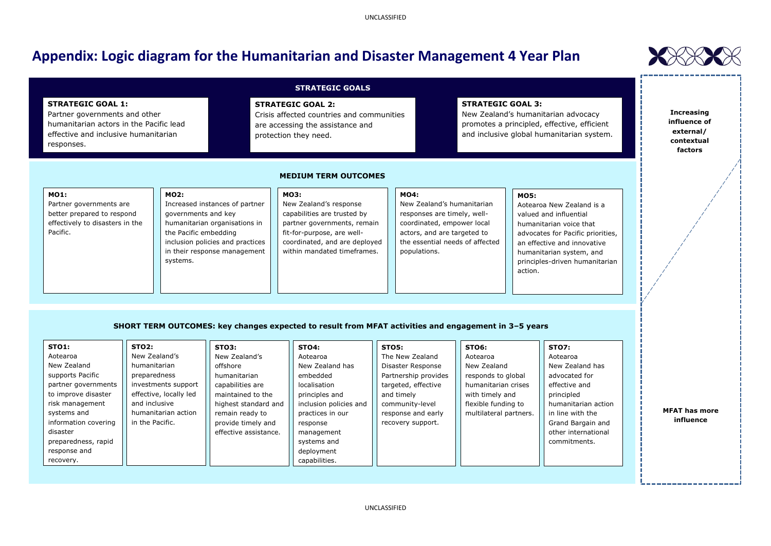# Appendix: Logic diagram for the Humanitarian and Disaster Management 4 Year Plan

## STRATEGIC GOALS

**STRATEGIC GOAL 1:**
Partner governments and other humanitarian actors in the Pacific lead effective and inclusive humanitarian responses.

**STRATEGIC GOAL 2:**
Crisis affected countries and communities are accessing the assistance and protection they need.

**STRATEGIC GOAL 3:**
New Zealand's humanitarian advocacy promotes a principled, effective, efficient and inclusive global humanitarian system.

## MEDIUM TERM OUTCOMES

**MO1:**
Partner governments are better prepared to respond effectively to disasters in the Pacific.

**MO2:**
Increased instances of partner governments and key humanitarian organisations in the Pacific embedding inclusion policies and practices in their response management systems.

**MO3:**
New Zealand's response capabilities are trusted by partner governments, remain fit-for-purpose, are well-coordinated, and are deployed within mandated timeframes.

**MO4:**
New Zealand's humanitarian responses are timely, well-coordinated, empower local actors, and are targeted to the essential needs of affected populations.

**MO5:**
Aotearoa New Zealand is a valued and influential humanitarian voice that advocates for Pacific priorities, an effective and innovative humanitarian system, and principles-driven humanitarian action.

## SHORT TERM OUTCOMES: key changes expected to result from MFAT activities and engagement in 3–5 years

**STO1:**
Aotearoa New Zealand supports Pacific partner governments to improve disaster risk management systems and information covering disaster preparedness, rapid response and recovery.

**STO2:**
New Zealand's humanitarian preparedness investments support effective, locally led and inclusive humanitarian action in the Pacific.

**STO3:**
New Zealand's offshore humanitarian capabilities are maintained to the highest standard and remain ready to provide timely and effective assistance.

**STO4:**
Aotearoa New Zealand has embedded localisation principles and inclusion policies and practices in our response management systems and deployment capabilities.

**STO5:**
The New Zealand Disaster Response Partnership provides targeted, effective and timely community-level response and early recovery support.

**STO6:**
Aotearoa New Zealand responds to global humanitarian crises with timely and flexible funding to multilateral partners.

**STO7:**
Aotearoa New Zealand has advocated for effective and principled humanitarian action in line with the Grand Bargain and other international commitments.

Increasing influence of external/ contextual factors

MFAT has more influence